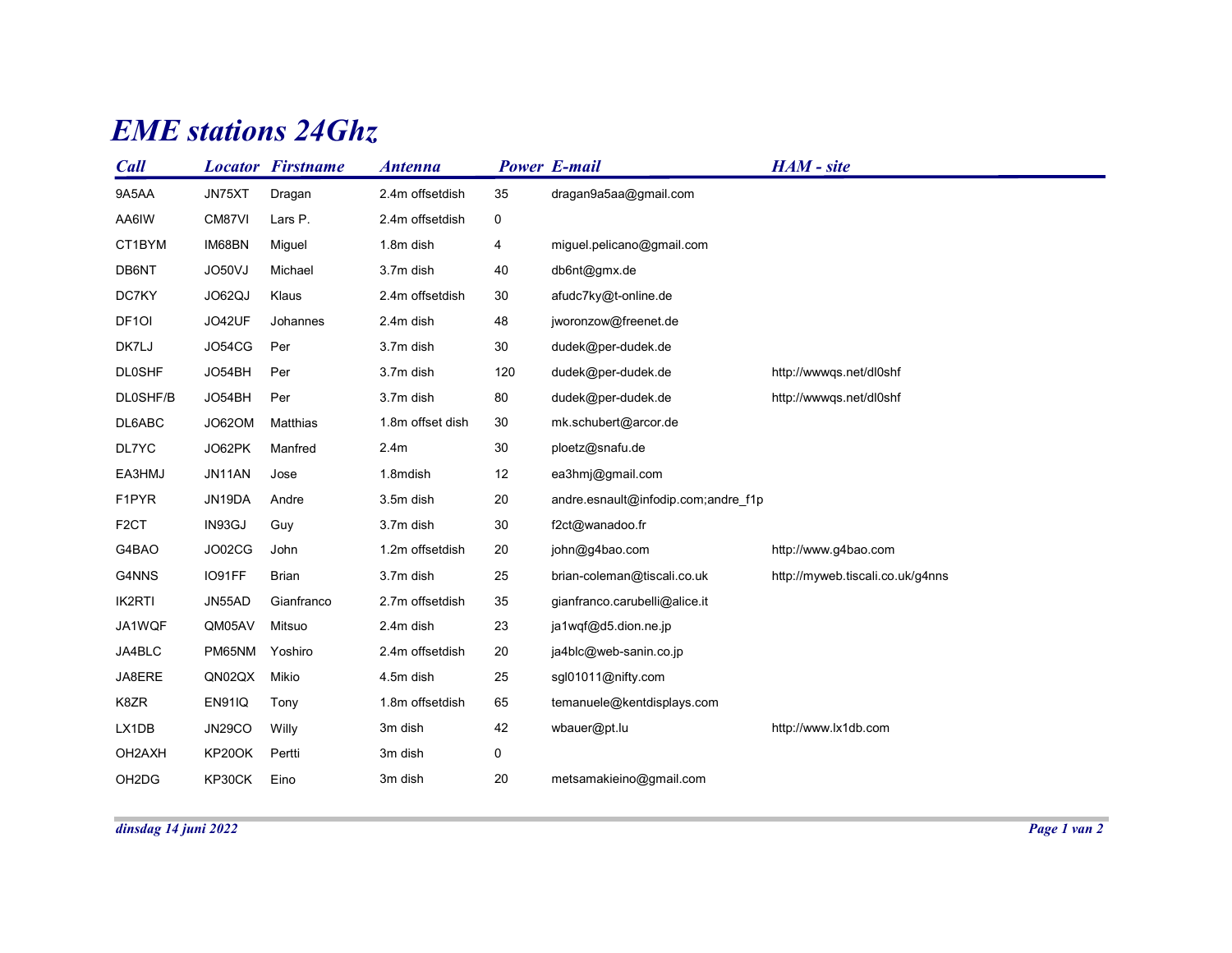# EME stations 24Ghz

| Call | Locator | Firstname | Antenna | Power | E-mail | HAM - site |
|---|---|---|---|---|---|---|
| 9A5AA | JN75XT | Dragan | 2.4m offsetdish | 35 | dragan9a5aa@gmail.com | |
| AA6IW | CM87VI | Lars P. | 2.4m offsetdish | 0 | | |
| CT1BYM | IM68BN | Miguel | 1.8m dish | 4 | miguel.pelicano@gmail.com | |
| DB6NT | JO50VJ | Michael | 3.7m dish | 40 | db6nt@gmx.de | |
| DC7KY | JO62QJ | Klaus | 2.4m offsetdish | 30 | afudc7ky@t-online.de | |
| DF1OI | JO42UF | Johannes | 2.4m dish | 48 | jworonzow@freenet.de | |
| DK7LJ | JO54CG | Per | 3.7m dish | 30 | dudek@per-dudek.de | |
| DL0SHF | JO54BH | Per | 3.7m dish | 120 | dudek@per-dudek.de | http://wwwqs.net/dl0shf |
| DL0SHF/B | JO54BH | Per | 3.7m dish | 80 | dudek@per-dudek.de | http://wwwqs.net/dl0shf |
| DL6ABC | JO62OM | Matthias | 1.8m offset dish | 30 | mk.schubert@arcor.de | |
| DL7YC | JO62PK | Manfred | 2.4m | 30 | ploetz@snafu.de | |
| EA3HMJ | JN11AN | Jose | 1.8mdish | 12 | ea3hmj@gmail.com | |
| F1PYR | JN19DA | Andre | 3.5m dish | 20 | andre.esnault@infodip.com;andre_f1p | |
| F2CT | IN93GJ | Guy | 3.7m dish | 30 | f2ct@wanadoo.fr | |
| G4BAO | JO02CG | John | 1.2m offsetdish | 20 | john@g4bao.com | http://www.g4bao.com |
| G4NNS | IO91FF | Brian | 3.7m dish | 25 | brian-coleman@tiscali.co.uk | http://myweb.tiscali.co.uk/g4nns |
| IK2RTI | JN55AD | Gianfranco | 2.7m offsetdish | 35 | gianfranco.carubelli@alice.it | |
| JA1WQF | QM05AV | Mitsuo | 2.4m dish | 23 | ja1wqf@d5.dion.ne.jp | |
| JA4BLC | PM65NM | Yoshiro | 2.4m offsetdish | 20 | ja4blc@web-sanin.co.jp | |
| JA8ERE | QN02QX | Mikio | 4.5m dish | 25 | sgl01011@nifty.com | |
| K8ZR | EN91IQ | Tony | 1.8m offsetdish | 65 | temanuele@kentdisplays.com | |
| LX1DB | JN29CO | Willy | 3m dish | 42 | wbauer@pt.lu | http://www.lx1db.com |
| OH2AXH | KP20OK | Pertti | 3m dish | 0 | | |
| OH2DG | KP30CK | Eino | 3m dish | 20 | metsamakieino@gmail.com | |

*dinsdag 14 juni 2022*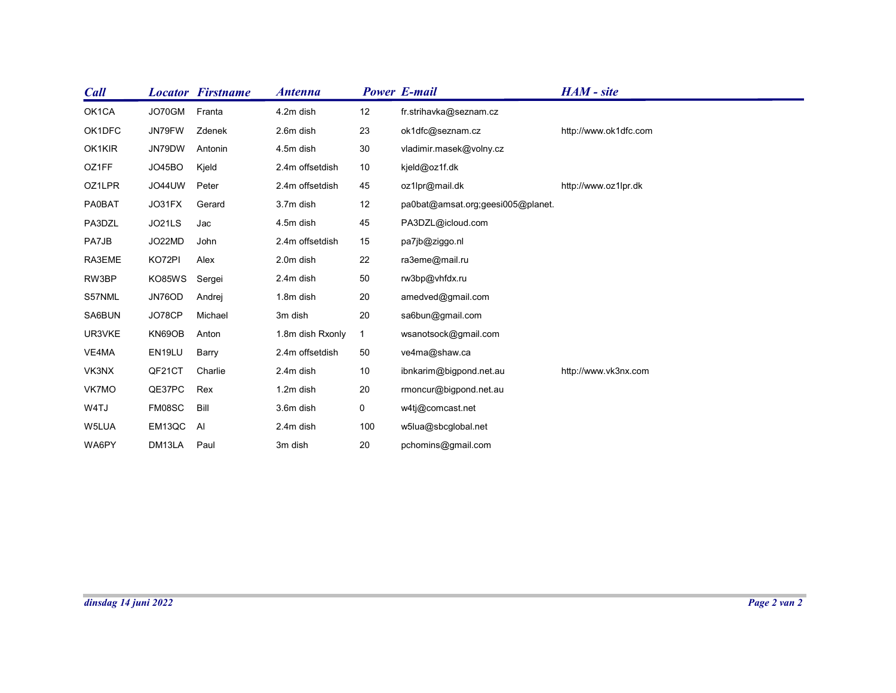| Call | Locator | Firstname | Antenna | Power | E-mail | HAM - site |
|---|---|---|---|---|---|---|
| OK1CA | JO70GM | Franta | 4.2m dish | 12 | fr.strihavka@seznam.cz | |
| OK1DFC | JN79FW | Zdenek | 2.6m dish | 23 | ok1dfc@seznam.cz | http://www.ok1dfc.com |
| OK1KIR | JN79DW | Antonin | 4.5m dish | 30 | vladimir.masek@volny.cz | |
| OZ1FF | JO45BO | Kjeld | 2.4m offsetdish | 10 | kjeld@oz1f.dk | |
| OZ1LPR | JO44UW | Peter | 2.4m offsetdish | 45 | oz1lpr@mail.dk | http://www.oz1lpr.dk |
| PA0BAT | JO31FX | Gerard | 3.7m dish | 12 | pa0bat@amsat.org;geesi005@planet. | |
| PA3DZL | JO21LS | Jac | 4.5m dish | 45 | PA3DZL@icloud.com | |
| PA7JB | JO22MD | John | 2.4m offsetdish | 15 | pa7jb@ziggo.nl | |
| RA3EME | KO72PI | Alex | 2.0m dish | 22 | ra3eme@mail.ru | |
| RW3BP | KO85WS | Sergei | 2.4m dish | 50 | rw3bp@vhfdx.ru | |
| S57NML | JN76OD | Andrej | 1.8m dish | 20 | amedved@gmail.com | |
| SA6BUN | JO78CP | Michael | 3m dish | 20 | sa6bun@gmail.com | |
| UR3VKE | KN69OB | Anton | 1.8m dish Rxonly | 1 | wsanotsock@gmail.com | |
| VE4MA | EN19LU | Barry | 2.4m offsetdish | 50 | ve4ma@shaw.ca | |
| VK3NX | QF21CT | Charlie | 2.4m dish | 10 | ibnkarim@bigpond.net.au | http://www.vk3nx.com |
| VK7MO | QE37PC | Rex | 1.2m dish | 20 | rmoncur@bigpond.net.au | |
| W4TJ | FM08SC | Bill | 3.6m dish | 0 | w4tj@comcast.net | |
| W5LUA | EM13QC | Al | 2.4m dish | 100 | w5lua@sbcglobal.net | |
| WA6PY | DM13LA | Paul | 3m dish | 20 | pchomins@gmail.com | |

*dinsdag 14 juni 2022*